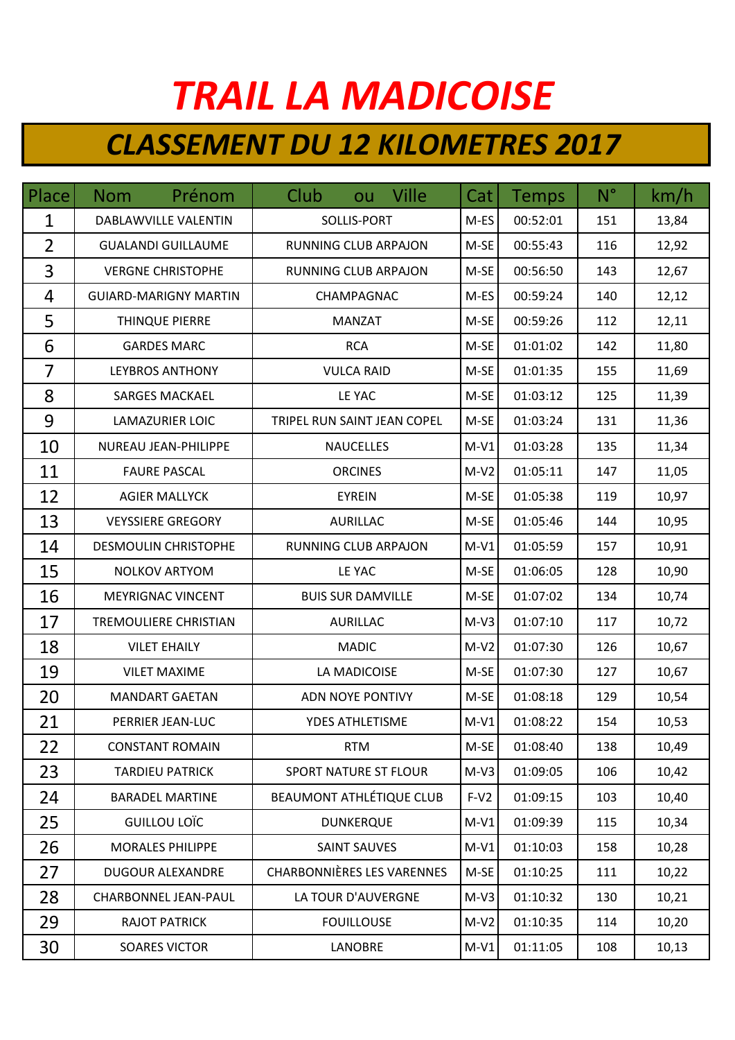# TRAIL LA MADICOISE

## CLASSEMENT DU 12 KILOMETRES 2017

| Place | Nom Prénom | Club ou Ville | Cat | Temps | N° | km/h |
|---|---|---|---|---|---|---|
| 1 | DABLAWVILLE VALENTIN | SOLLIS-PORT | M-ES | 00:52:01 | 151 | 13,84 |
| 2 | GUALANDI GUILLAUME | RUNNING CLUB ARPAJON | M-SE | 00:55:43 | 116 | 12,92 |
| 3 | VERGNE CHRISTOPHE | RUNNING CLUB ARPAJON | M-SE | 00:56:50 | 143 | 12,67 |
| 4 | GUIARD-MARIGNY MARTIN | CHAMPAGNAC | M-ES | 00:59:24 | 140 | 12,12 |
| 5 | THINQUE PIERRE | MANZAT | M-SE | 00:59:26 | 112 | 12,11 |
| 6 | GARDES MARC | RCA | M-SE | 01:01:02 | 142 | 11,80 |
| 7 | LEYBROS ANTHONY | VULCA RAID | M-SE | 01:01:35 | 155 | 11,69 |
| 8 | SARGES MACKAEL | LE YAC | M-SE | 01:03:12 | 125 | 11,39 |
| 9 | LAMAZURIER LOIC | TRIPEL RUN SAINT JEAN COPEL | M-SE | 01:03:24 | 131 | 11,36 |
| 10 | NUREAU JEAN-PHILIPPE | NAUCELLES | M-V1 | 01:03:28 | 135 | 11,34 |
| 11 | FAURE PASCAL | ORCINES | M-V2 | 01:05:11 | 147 | 11,05 |
| 12 | AGIER MALLYCK | EYREIN | M-SE | 01:05:38 | 119 | 10,97 |
| 13 | VEYSSIERE GREGORY | AURILLAC | M-SE | 01:05:46 | 144 | 10,95 |
| 14 | DESMOULIN CHRISTOPHE | RUNNING CLUB ARPAJON | M-V1 | 01:05:59 | 157 | 10,91 |
| 15 | NOLKOV ARTYOM | LE YAC | M-SE | 01:06:05 | 128 | 10,90 |
| 16 | MEYRIGNAC VINCENT | BUIS SUR DAMVILLE | M-SE | 01:07:02 | 134 | 10,74 |
| 17 | TREMOULIERE CHRISTIAN | AURILLAC | M-V3 | 01:07:10 | 117 | 10,72 |
| 18 | VILET EHAILY | MADIC | M-V2 | 01:07:30 | 126 | 10,67 |
| 19 | VILET MAXIME | LA MADICOISE | M-SE | 01:07:30 | 127 | 10,67 |
| 20 | MANDART GAETAN | ADN NOYE PONTIVY | M-SE | 01:08:18 | 129 | 10,54 |
| 21 | PERRIER JEAN-LUC | YDES ATHLETISME | M-V1 | 01:08:22 | 154 | 10,53 |
| 22 | CONSTANT ROMAIN | RTM | M-SE | 01:08:40 | 138 | 10,49 |
| 23 | TARDIEU PATRICK | SPORT NATURE ST FLOUR | M-V3 | 01:09:05 | 106 | 10,42 |
| 24 | BARADEL MARTINE | BEAUMONT ATHLÉTIQUE CLUB | F-V2 | 01:09:15 | 103 | 10,40 |
| 25 | GUILLOU LOÏC | DUNKERQUE | M-V1 | 01:09:39 | 115 | 10,34 |
| 26 | MORALES PHILIPPE | SAINT SAUVES | M-V1 | 01:10:03 | 158 | 10,28 |
| 27 | DUGOUR ALEXANDRE | CHARBONNIÈRES LES VARENNES | M-SE | 01:10:25 | 111 | 10,22 |
| 28 | CHARBONNEL JEAN-PAUL | LA TOUR D'AUVERGNE | M-V3 | 01:10:32 | 130 | 10,21 |
| 29 | RAJOT PATRICK | FOUILLOUSE | M-V2 | 01:10:35 | 114 | 10,20 |
| 30 | SOARES VICTOR | LANOBRE | M-V1 | 01:11:05 | 108 | 10,13 |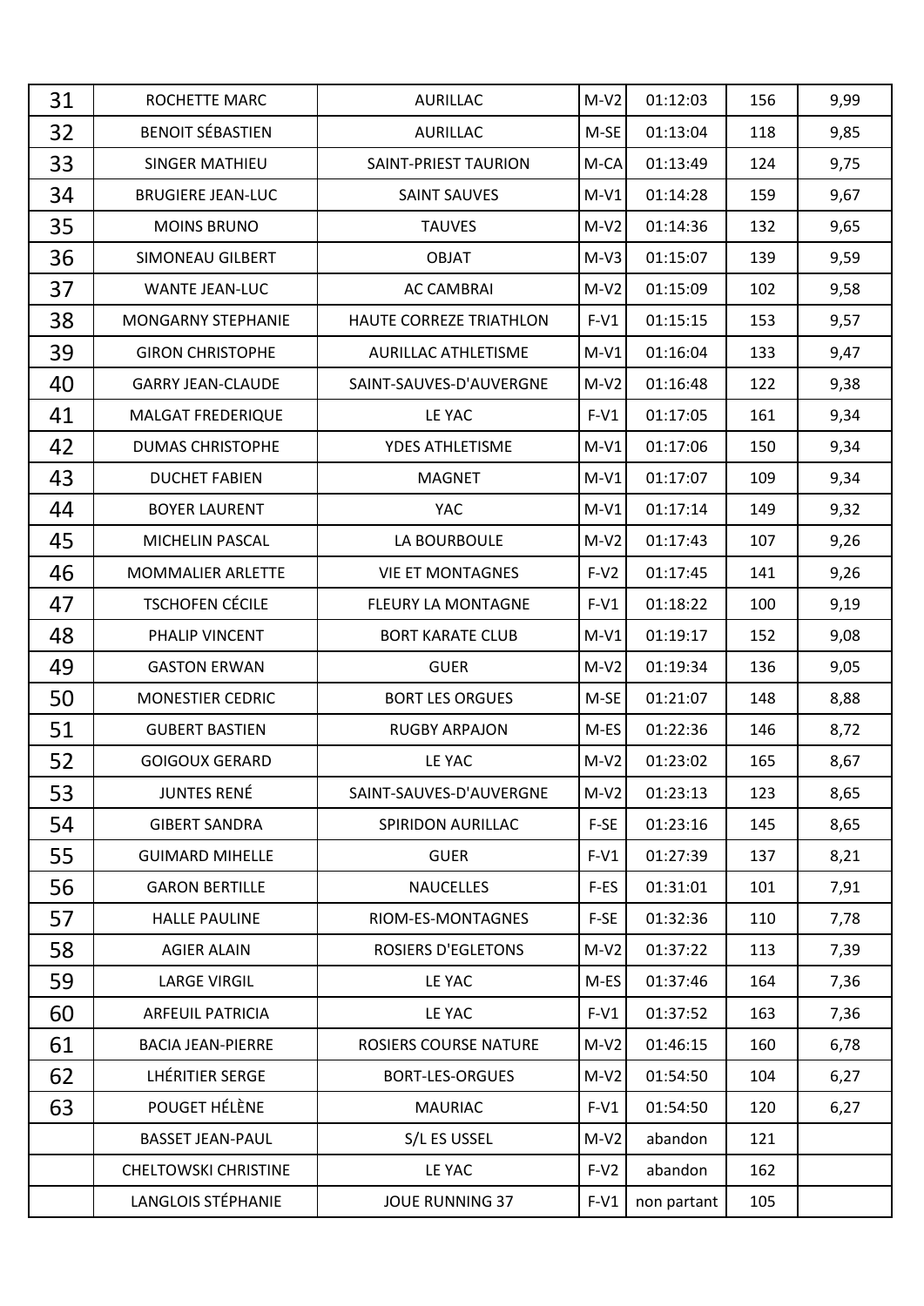| | | | | | | |
|---|---|---|---|---|---|---|
| 31 | ROCHETTE MARC | AURILLAC | M-V2 | 01:12:03 | 156 | 9,99 |
| 32 | BENOIT SÉBASTIEN | AURILLAC | M-SE | 01:13:04 | 118 | 9,85 |
| 33 | SINGER MATHIEU | SAINT-PRIEST TAURION | M-CA | 01:13:49 | 124 | 9,75 |
| 34 | BRUGIERE JEAN-LUC | SAINT SAUVES | M-V1 | 01:14:28 | 159 | 9,67 |
| 35 | MOINS BRUNO | TAUVES | M-V2 | 01:14:36 | 132 | 9,65 |
| 36 | SIMONEAU GILBERT | OBJAT | M-V3 | 01:15:07 | 139 | 9,59 |
| 37 | WANTE JEAN-LUC | AC CAMBRAI | M-V2 | 01:15:09 | 102 | 9,58 |
| 38 | MONGARNY STEPHANIE | HAUTE CORREZE TRIATHLON | F-V1 | 01:15:15 | 153 | 9,57 |
| 39 | GIRON CHRISTOPHE | AURILLAC ATHLETISME | M-V1 | 01:16:04 | 133 | 9,47 |
| 40 | GARRY JEAN-CLAUDE | SAINT-SAUVES-D'AUVERGNE | M-V2 | 01:16:48 | 122 | 9,38 |
| 41 | MALGAT FREDERIQUE | LE YAC | F-V1 | 01:17:05 | 161 | 9,34 |
| 42 | DUMAS CHRISTOPHE | YDES ATHLETISME | M-V1 | 01:17:06 | 150 | 9,34 |
| 43 | DUCHET FABIEN | MAGNET | M-V1 | 01:17:07 | 109 | 9,34 |
| 44 | BOYER LAURENT | YAC | M-V1 | 01:17:14 | 149 | 9,32 |
| 45 | MICHELIN PASCAL | LA BOURBOULE | M-V2 | 01:17:43 | 107 | 9,26 |
| 46 | MOMMALIER ARLETTE | VIE ET MONTAGNES | F-V2 | 01:17:45 | 141 | 9,26 |
| 47 | TSCHOFEN CÉCILE | FLEURY LA MONTAGNE | F-V1 | 01:18:22 | 100 | 9,19 |
| 48 | PHALIP VINCENT | BORT KARATE CLUB | M-V1 | 01:19:17 | 152 | 9,08 |
| 49 | GASTON ERWAN | GUER | M-V2 | 01:19:34 | 136 | 9,05 |
| 50 | MONESTIER CEDRIC | BORT LES ORGUES | M-SE | 01:21:07 | 148 | 8,88 |
| 51 | GUBERT BASTIEN | RUGBY ARPAJON | M-ES | 01:22:36 | 146 | 8,72 |
| 52 | GOIGOUX GERARD | LE YAC | M-V2 | 01:23:02 | 165 | 8,67 |
| 53 | JUNTES RENÉ | SAINT-SAUVES-D'AUVERGNE | M-V2 | 01:23:13 | 123 | 8,65 |
| 54 | GIBERT SANDRA | SPIRIDON AURILLAC | F-SE | 01:23:16 | 145 | 8,65 |
| 55 | GUIMARD MIHELLE | GUER | F-V1 | 01:27:39 | 137 | 8,21 |
| 56 | GARON BERTILLE | NAUCELLES | F-ES | 01:31:01 | 101 | 7,91 |
| 57 | HALLE PAULINE | RIOM-ES-MONTAGNES | F-SE | 01:32:36 | 110 | 7,78 |
| 58 | AGIER ALAIN | ROSIERS D'EGLETONS | M-V2 | 01:37:22 | 113 | 7,39 |
| 59 | LARGE VIRGIL | LE YAC | M-ES | 01:37:46 | 164 | 7,36 |
| 60 | ARFEUIL PATRICIA | LE YAC | F-V1 | 01:37:52 | 163 | 7,36 |
| 61 | BACIA JEAN-PIERRE | ROSIERS COURSE NATURE | M-V2 | 01:46:15 | 160 | 6,78 |
| 62 | LHÉRITIER SERGE | BORT-LES-ORGUES | M-V2 | 01:54:50 | 104 | 6,27 |
| 63 | POUGET HÉLÈNE | MAURIAC | F-V1 | 01:54:50 | 120 | 6,27 |
| | BASSET JEAN-PAUL | S/L ES USSEL | M-V2 | abandon | 121 | |
| | CHELTOWSKI CHRISTINE | LE YAC | F-V2 | abandon | 162 | |
| | LANGLOIS STÉPHANIE | JOUE RUNNING 37 | F-V1 | non partant | 105 | |